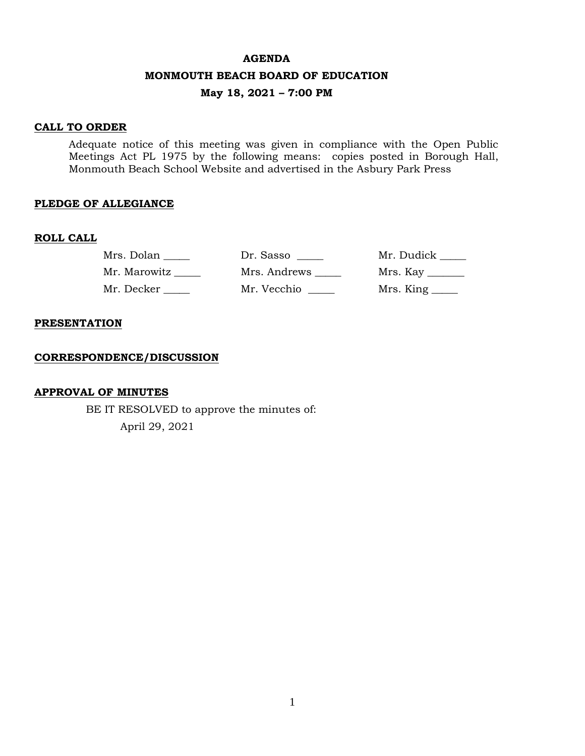# AGENDA

## MONMOUTH BEACH BOARD OF EDUCATION

### May 18, 2021 – 7:00 PM

**CALL TO ORDER**

Adequate notice of this meeting was given in compliance with the Open Public Meetings Act PL 1975 by the following means: copies posted in Borough Hall, Monmouth Beach School Website and advertised in the Asbury Park Press

**PLEDGE OF ALLEGIANCE**

**ROLL CALL**

| | | |
|---|---|---|
| Mrs. Dolan _____ | Dr. Sasso _____ | Mr. Dudick _____ |
| Mr. Marowitz _____ | Mrs. Andrews _____ | Mrs. Kay _______ |
| Mr. Decker _____ | Mr. Vecchio _____ | Mrs. King _____ |

**PRESENTATION**

**CORRESPONDENCE/DISCUSSION**

**APPROVAL OF MINUTES**

BE IT RESOLVED to approve the minutes of:

April 29, 2021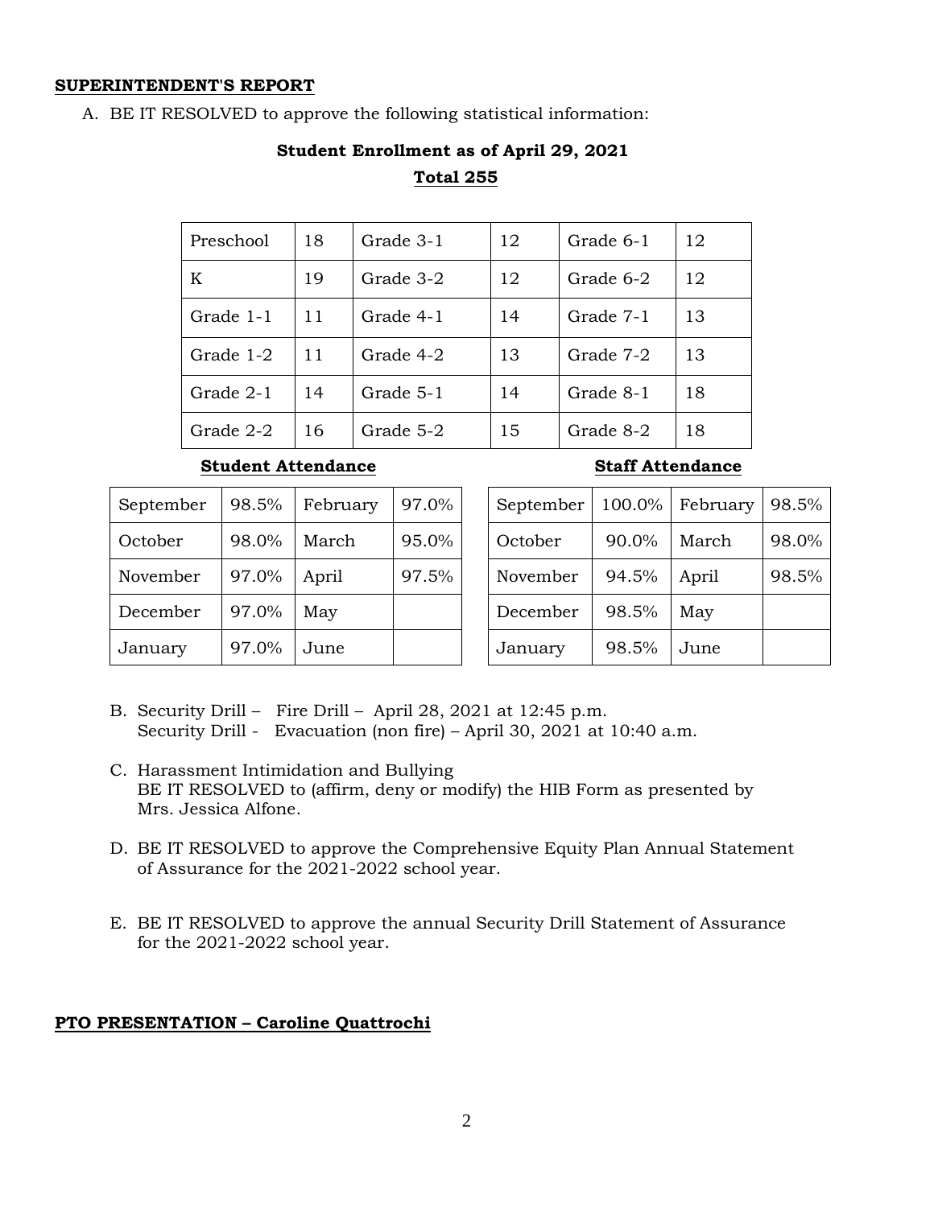**SUPERINTENDENT'S REPORT**

A. BE IT RESOLVED to approve the following statistical information:

**Student Enrollment as of April 29, 2021**

**Total 255**

| Preschool | 18 | Grade 3-1 | 12 | Grade 6-1 | 12 |
|---|---|---|---|---|---|
| K | 19 | Grade 3-2 | 12 | Grade 6-2 | 12 |
| Grade 1-1 | 11 | Grade 4-1 | 14 | Grade 7-1 | 13 |
| Grade 1-2 | 11 | Grade 4-2 | 13 | Grade 7-2 | 13 |
| Grade 2-1 | 14 | Grade 5-1 | 14 | Grade 8-1 | 18 |
| Grade 2-2 | 16 | Grade 5-2 | 15 | Grade 8-2 | 18 |

**Student Attendance**

| September | 98.5% | February | 97.0% |
|---|---|---|---|
| October | 98.0% | March | 95.0% |
| November | 97.0% | April | 97.5% |
| December | 97.0% | May | |
| January | 97.0% | June | |

**Staff Attendance**

| September | 100.0% | February | 98.5% |
|---|---|---|---|
| October | 90.0% | March | 98.0% |
| November | 94.5% | April | 98.5% |
| December | 98.5% | May | |
| January | 98.5% | June | |

B. Security Drill – Fire Drill – April 28, 2021 at 12:45 p.m.
Security Drill - Evacuation (non fire) – April 30, 2021 at 10:40 a.m.

C. Harassment Intimidation and Bullying
BE IT RESOLVED to (affirm, deny or modify) the HIB Form as presented by Mrs. Jessica Alfone.

D. BE IT RESOLVED to approve the Comprehensive Equity Plan Annual Statement of Assurance for the 2021-2022 school year.

E. BE IT RESOLVED to approve the annual Security Drill Statement of Assurance for the 2021-2022 school year.

**PTO PRESENTATION – Caroline Quattrochi**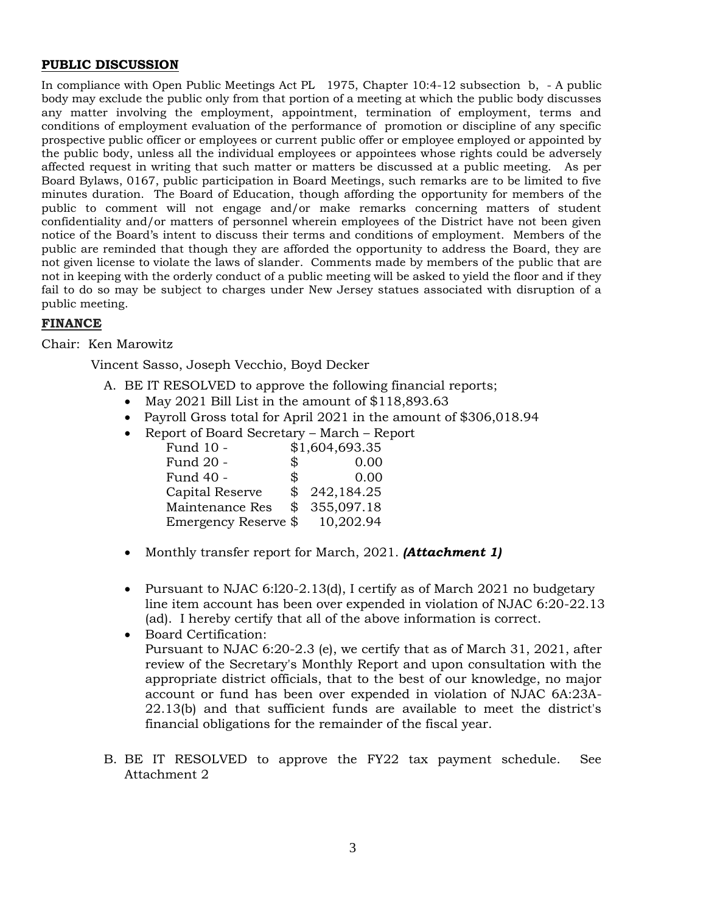**PUBLIC DISCUSSION**

In compliance with Open Public Meetings Act PL 1975, Chapter 10:4-12 subsection b, - A public body may exclude the public only from that portion of a meeting at which the public body discusses any matter involving the employment, appointment, termination of employment, terms and conditions of employment evaluation of the performance of promotion or discipline of any specific prospective public officer or employees or current public offer or employee employed or appointed by the public body, unless all the individual employees or appointees whose rights could be adversely affected request in writing that such matter or matters be discussed at a public meeting. As per Board Bylaws, 0167, public participation in Board Meetings, such remarks are to be limited to five minutes duration. The Board of Education, though affording the opportunity for members of the public to comment will not engage and/or make remarks concerning matters of student confidentiality and/or matters of personnel wherein employees of the District have not been given notice of the Board's intent to discuss their terms and conditions of employment. Members of the public are reminded that though they are afforded the opportunity to address the Board, they are not given license to violate the laws of slander. Comments made by members of the public that are not in keeping with the orderly conduct of a public meeting will be asked to yield the floor and if they fail to do so may be subject to charges under New Jersey statues associated with disruption of a public meeting.

**FINANCE**

Chair: Ken Marowitz

Vincent Sasso, Joseph Vecchio, Boyd Decker

A. BE IT RESOLVED to approve the following financial reports;
   - May 2021 Bill List in the amount of $118,893.63
   - Payroll Gross total for April 2021 in the amount of $306,018.94
   - Report of Board Secretary – March – Report

     | | |
     |---|---|
     | Fund 10 - | $1,604,693.35 |
     | Fund 20 - | $ 0.00 |
     | Fund 40 - | $ 0.00 |
     | Capital Reserve | $ 242,184.25 |
     | Maintenance Res | $ 355,097.18 |
     | Emergency Reserve | $ 10,202.94 |

   - Monthly transfer report for March, 2021. ***(Attachment 1)***
   - Pursuant to NJAC 6:l20-2.13(d), I certify as of March 2021 no budgetary line item account has been over expended in violation of NJAC 6:20-22.13 (ad). I hereby certify that all of the above information is correct.
   - Board Certification:
     Pursuant to NJAC 6:20-2.3 (e), we certify that as of March 31, 2021, after review of the Secretary's Monthly Report and upon consultation with the appropriate district officials, that to the best of our knowledge, no major account or fund has been over expended in violation of NJAC 6A:23A-22.13(b) and that sufficient funds are available to meet the district's financial obligations for the remainder of the fiscal year.

B. BE IT RESOLVED to approve the FY22 tax payment schedule. See Attachment 2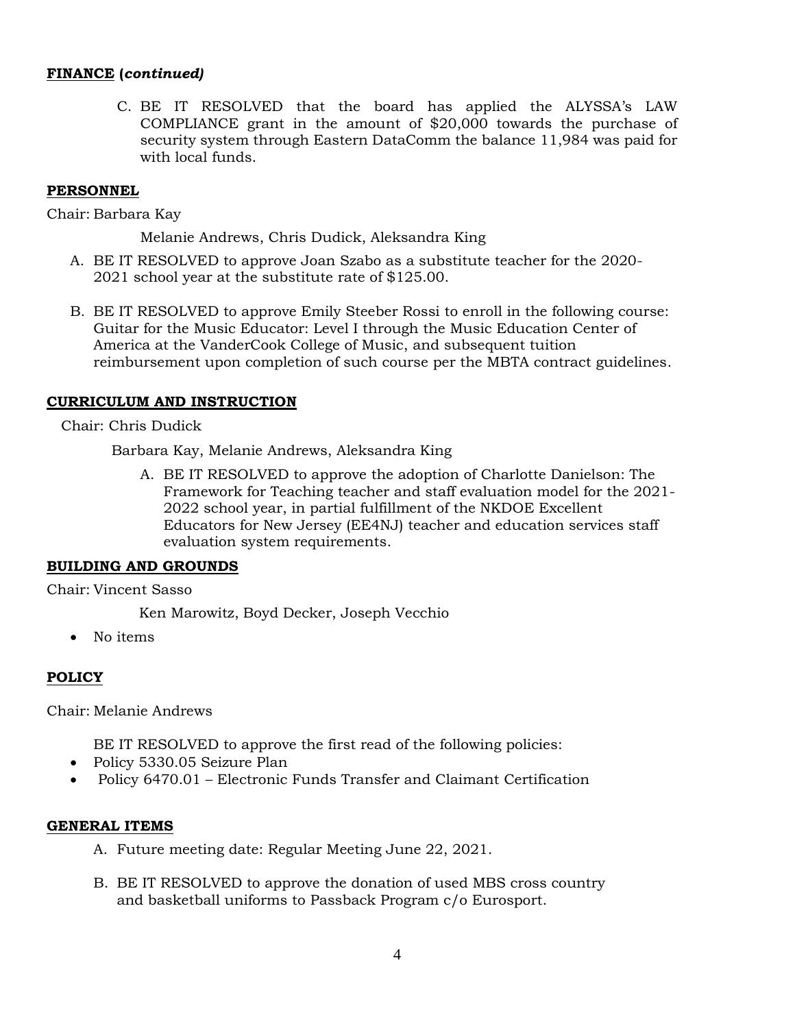**FINANCE (*continued)***

C. BE IT RESOLVED that the board has applied the ALYSSA's LAW COMPLIANCE grant in the amount of $20,000 towards the purchase of security system through Eastern DataComm the balance 11,984 was paid for with local funds.

**PERSONNEL**

Chair: Barbara Kay

Melanie Andrews, Chris Dudick, Aleksandra King

A. BE IT RESOLVED to approve Joan Szabo as a substitute teacher for the 2020-2021 school year at the substitute rate of $125.00.

B. BE IT RESOLVED to approve Emily Steeber Rossi to enroll in the following course: Guitar for the Music Educator: Level I through the Music Education Center of America at the VanderCook College of Music, and subsequent tuition reimbursement upon completion of such course per the MBTA contract guidelines.

**CURRICULUM AND INSTRUCTION**

Chair: Chris Dudick

Barbara Kay, Melanie Andrews, Aleksandra King

A. BE IT RESOLVED to approve the adoption of Charlotte Danielson: The Framework for Teaching teacher and staff evaluation model for the 2021-2022 school year, in partial fulfillment of the NKDOE Excellent Educators for New Jersey (EE4NJ) teacher and education services staff evaluation system requirements.

**BUILDING AND GROUNDS**

Chair: Vincent Sasso

Ken Marowitz, Boyd Decker, Joseph Vecchio

- No items

**POLICY**

Chair: Melanie Andrews

BE IT RESOLVED to approve the first read of the following policies:

- Policy 5330.05 Seizure Plan
- Policy 6470.01 – Electronic Funds Transfer and Claimant Certification

**GENERAL ITEMS**

A. Future meeting date: Regular Meeting June 22, 2021.

B. BE IT RESOLVED to approve the donation of used MBS cross country and basketball uniforms to Passback Program c/o Eurosport.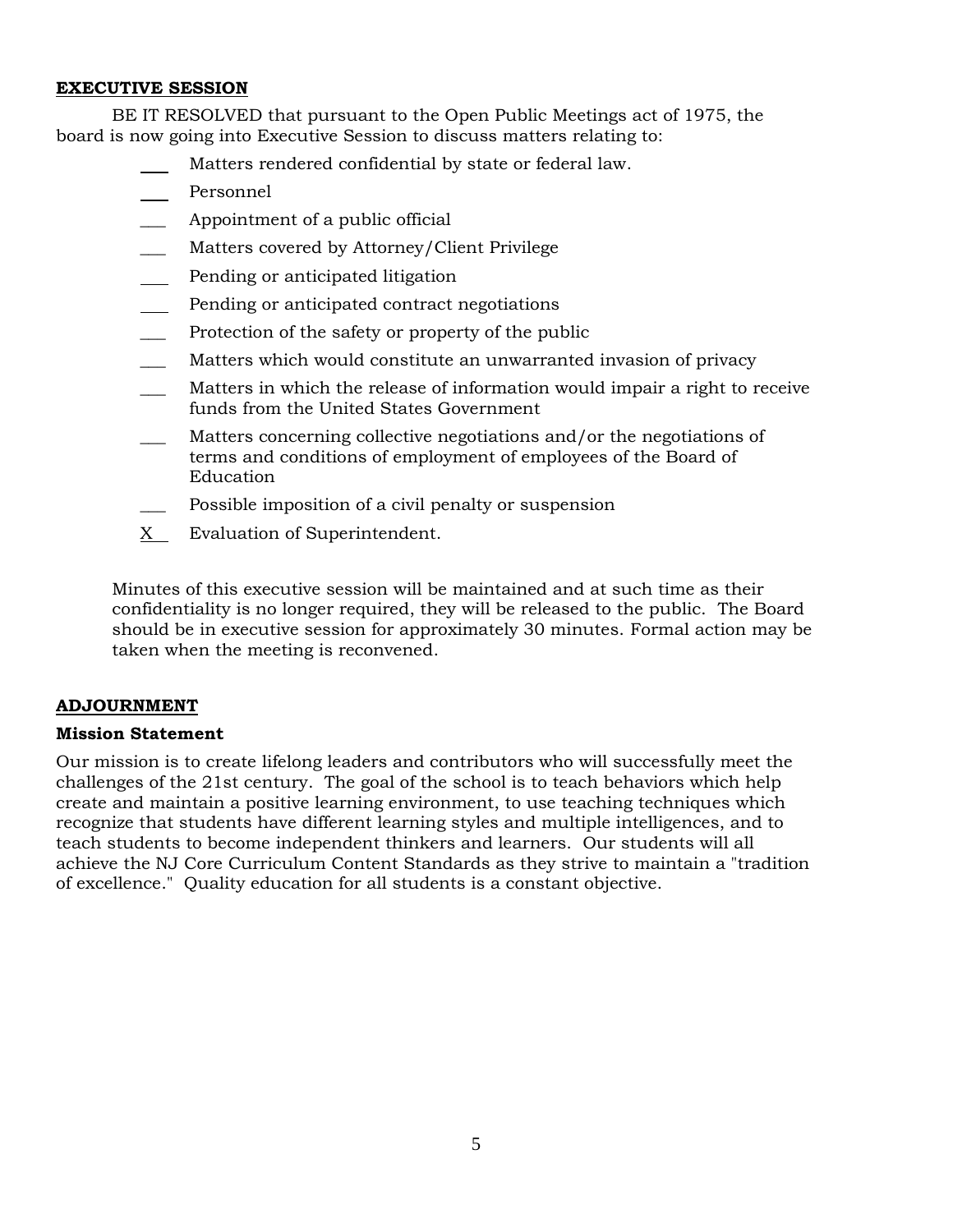**EXECUTIVE SESSION**

BE IT RESOLVED that pursuant to the Open Public Meetings act of 1975, the board is now going into Executive Session to discuss matters relating to:

- ___ Matters rendered confidential by state or federal law.
- ___ Personnel
- ___ Appointment of a public official
- ___ Matters covered by Attorney/Client Privilege
- ___ Pending or anticipated litigation
- ___ Pending or anticipated contract negotiations
- ___ Protection of the safety or property of the public
- ___ Matters which would constitute an unwarranted invasion of privacy
- ___ Matters in which the release of information would impair a right to receive funds from the United States Government
- ___ Matters concerning collective negotiations and/or the negotiations of terms and conditions of employment of employees of the Board of Education
- ___ Possible imposition of a civil penalty or suspension
- X Evaluation of Superintendent.

Minutes of this executive session will be maintained and at such time as their confidentiality is no longer required, they will be released to the public. The Board should be in executive session for approximately 30 minutes. Formal action may be taken when the meeting is reconvened.

**ADJOURNMENT**

**Mission Statement**

Our mission is to create lifelong leaders and contributors who will successfully meet the challenges of the 21st century. The goal of the school is to teach behaviors which help create and maintain a positive learning environment, to use teaching techniques which recognize that students have different learning styles and multiple intelligences, and to teach students to become independent thinkers and learners. Our students will all achieve the NJ Core Curriculum Content Standards as they strive to maintain a "tradition of excellence." Quality education for all students is a constant objective.